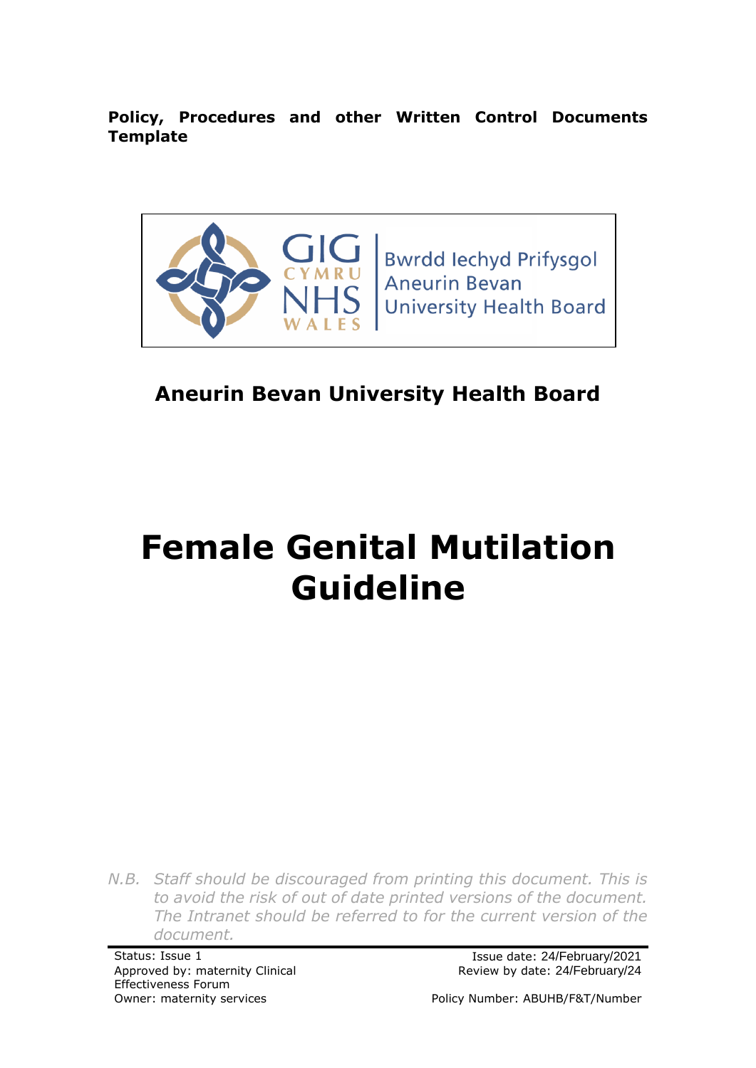**Policy, Procedures and other Written Control Documents Template**

GIG CYMRU NHS WALES | Bwrdd Iechyd Prifysgol Aneurin Bevan University Health Board

## Aneurin Bevan University Health Board

# Female Genital Mutilation Guideline

*N.B. Staff should be discouraged from printing this document. This is to avoid the risk of out of date printed versions of the document. The Intranet should be referred to for the current version of the document.*

Status: Issue 1
Approved by: maternity Clinical Effectiveness Forum
Owner: maternity services

Issue date: 24/February/2021
Review by date: 24/February/24

Policy Number: ABUHB/F&T/Number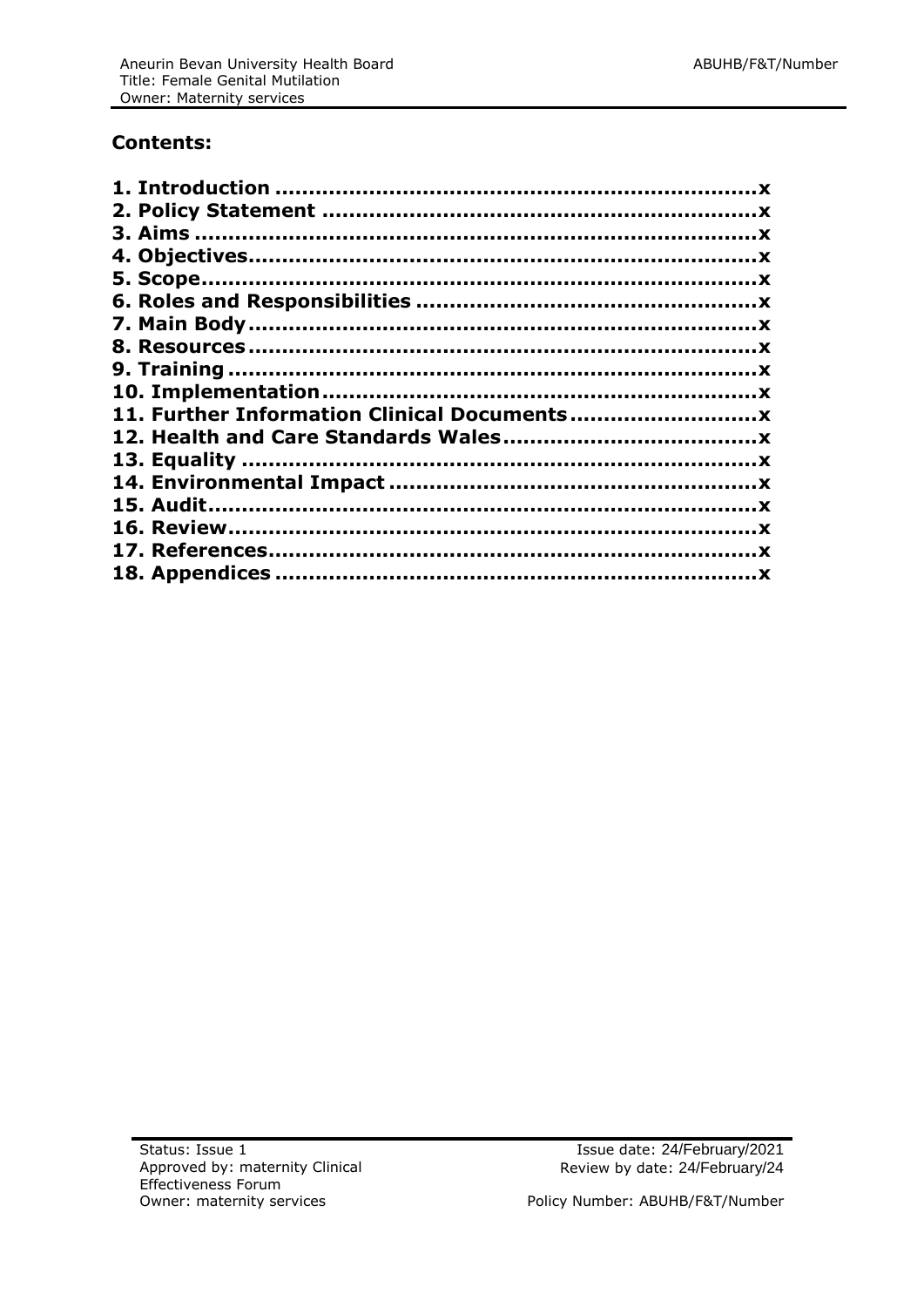## Contents:

**1. Introduction .......................................................................x**
**2. Policy Statement ................................................................x**
**3. Aims ..................................................................................x**
**4. Objectives...........................................................................x**
**5. Scope..................................................................................x**
**6. Roles and Responsibilities ..................................................x**
**7. Main Body............................................................................x**
**8. Resources............................................................................x**
**9. Training ...............................................................................x**
**10. Implementation..................................................................x**
**11. Further Information Clinical Documents ...........................x**
**12. Health and Care Standards Wales.....................................x**
**13. Equality .............................................................................x**
**14. Environmental Impact ......................................................x**
**15. Audit..................................................................................x**
**16. Review...............................................................................x**
**17. References.........................................................................x**
**18. Appendices .......................................................................x**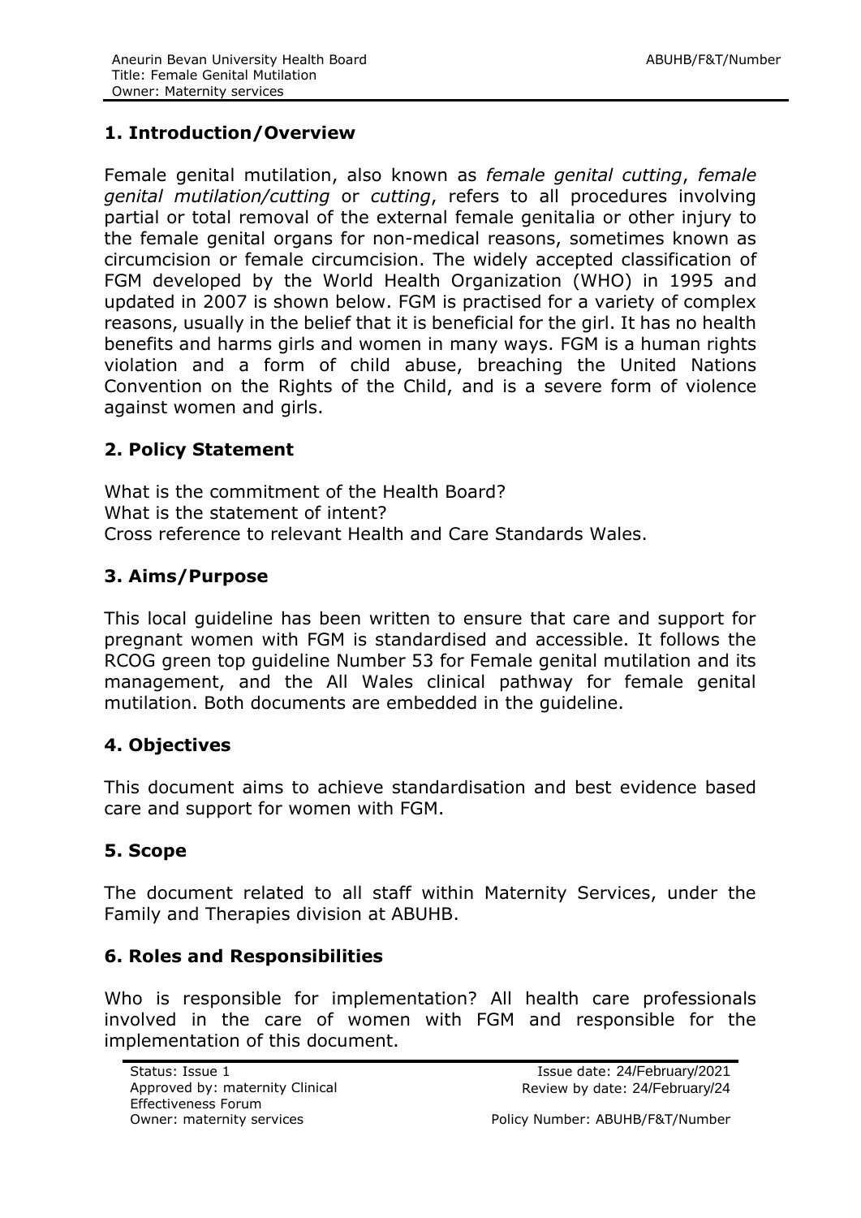## 1. Introduction/Overview

Female genital mutilation, also known as *female genital cutting*, *female genital mutilation/cutting* or *cutting*, refers to all procedures involving partial or total removal of the external female genitalia or other injury to the female genital organs for non-medical reasons, sometimes known as circumcision or female circumcision. The widely accepted classification of FGM developed by the World Health Organization (WHO) in 1995 and updated in 2007 is shown below. FGM is practised for a variety of complex reasons, usually in the belief that it is beneficial for the girl. It has no health benefits and harms girls and women in many ways. FGM is a human rights violation and a form of child abuse, breaching the United Nations Convention on the Rights of the Child, and is a severe form of violence against women and girls.

## 2. Policy Statement

What is the commitment of the Health Board?
What is the statement of intent?
Cross reference to relevant Health and Care Standards Wales.

## 3. Aims/Purpose

This local guideline has been written to ensure that care and support for pregnant women with FGM is standardised and accessible. It follows the RCOG green top guideline Number 53 for Female genital mutilation and its management, and the All Wales clinical pathway for female genital mutilation. Both documents are embedded in the guideline.

## 4. Objectives

This document aims to achieve standardisation and best evidence based care and support for women with FGM.

## 5. Scope

The document related to all staff within Maternity Services, under the Family and Therapies division at ABUHB.

## 6. Roles and Responsibilities

Who is responsible for implementation? All health care professionals involved in the care of women with FGM and responsible for the implementation of this document.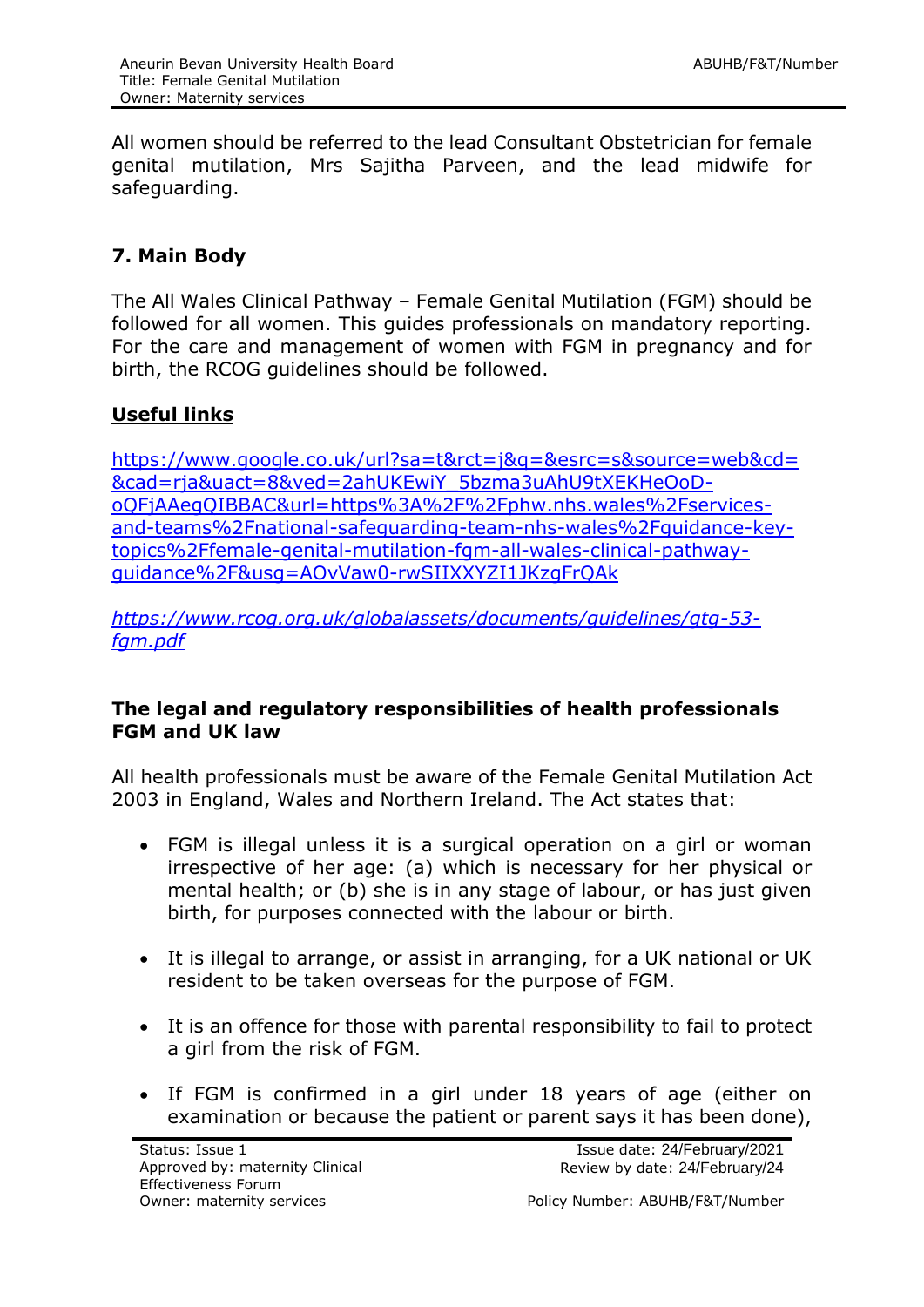All women should be referred to the lead Consultant Obstetrician for female genital mutilation, Mrs Sajitha Parveen, and the lead midwife for safeguarding.

## 7. Main Body

The All Wales Clinical Pathway – Female Genital Mutilation (FGM) should be followed for all women. This guides professionals on mandatory reporting. For the care and management of women with FGM in pregnancy and for birth, the RCOG guidelines should be followed.

**Useful links**

https://www.google.co.uk/url?sa=t&rct=j&q=&esrc=s&source=web&cd=&cad=rja&uact=8&ved=2ahUKEwiY_5bzma3uAhU9tXEKHeOoD-oQFjAAegQIBBAC&url=https%3A%2F%2Fphw.nhs.wales%2Fservices-and-teams%2Fnational-safeguarding-team-nhs-wales%2Fguidance-key-topics%2Ffemale-genital-mutilation-fgm-all-wales-clinical-pathway-guidance%2F&usg=AOvVaw0-rwSIIXXYZI1JKzgFrQAk

*https://www.rcog.org.uk/globalassets/documents/guidelines/gtg-53-fgm.pdf*

**The legal and regulatory responsibilities of health professionals FGM and UK law**

All health professionals must be aware of the Female Genital Mutilation Act 2003 in England, Wales and Northern Ireland. The Act states that:

- FGM is illegal unless it is a surgical operation on a girl or woman irrespective of her age: (a) which is necessary for her physical or mental health; or (b) she is in any stage of labour, or has just given birth, for purposes connected with the labour or birth.

- It is illegal to arrange, or assist in arranging, for a UK national or UK resident to be taken overseas for the purpose of FGM.

- It is an offence for those with parental responsibility to fail to protect a girl from the risk of FGM.

- If FGM is confirmed in a girl under 18 years of age (either on examination or because the patient or parent says it has been done),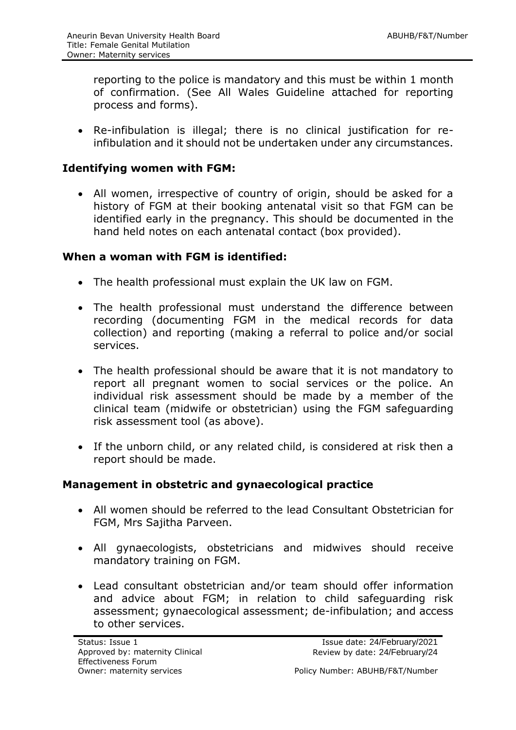reporting to the police is mandatory and this must be within 1 month of confirmation. (See All Wales Guideline attached for reporting process and forms).

- Re-infibulation is illegal; there is no clinical justification for re-infibulation and it should not be undertaken under any circumstances.

**Identifying women with FGM:**

- All women, irrespective of country of origin, should be asked for a history of FGM at their booking antenatal visit so that FGM can be identified early in the pregnancy. This should be documented in the hand held notes on each antenatal contact (box provided).

**When a woman with FGM is identified:**

- The health professional must explain the UK law on FGM.
- The health professional must understand the difference between recording (documenting FGM in the medical records for data collection) and reporting (making a referral to police and/or social services.
- The health professional should be aware that it is not mandatory to report all pregnant women to social services or the police. An individual risk assessment should be made by a member of the clinical team (midwife or obstetrician) using the FGM safeguarding risk assessment tool (as above).
- If the unborn child, or any related child, is considered at risk then a report should be made.

**Management in obstetric and gynaecological practice**

- All women should be referred to the lead Consultant Obstetrician for FGM, Mrs Sajitha Parveen.
- All gynaecologists, obstetricians and midwives should receive mandatory training on FGM.
- Lead consultant obstetrician and/or team should offer information and advice about FGM; in relation to child safeguarding risk assessment; gynaecological assessment; de-infibulation; and access to other services.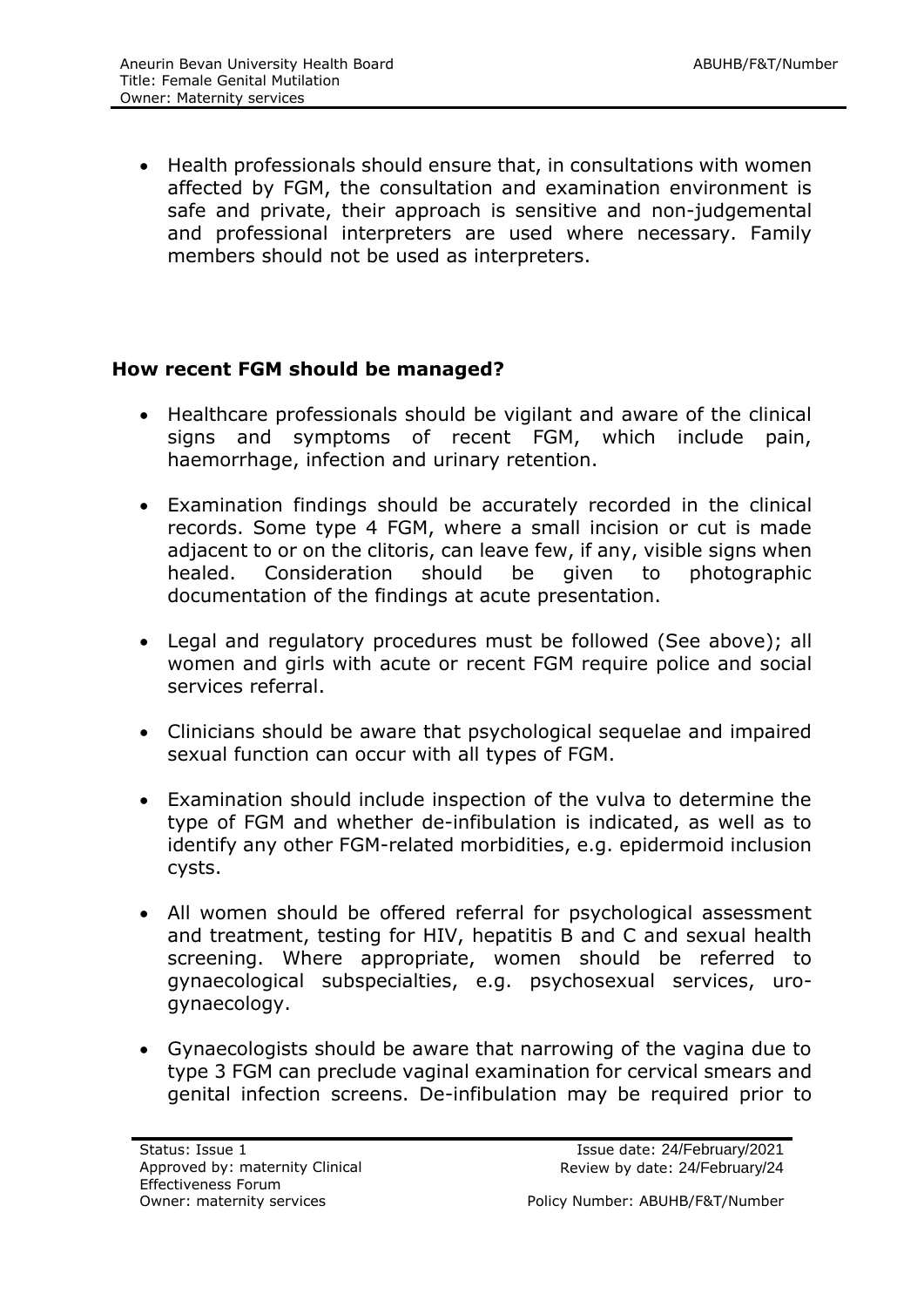- Health professionals should ensure that, in consultations with women affected by FGM, the consultation and examination environment is safe and private, their approach is sensitive and non-judgemental and professional interpreters are used where necessary. Family members should not be used as interpreters.

**How recent FGM should be managed?**

- Healthcare professionals should be vigilant and aware of the clinical signs and symptoms of recent FGM, which include pain, haemorrhage, infection and urinary retention.
- Examination findings should be accurately recorded in the clinical records. Some type 4 FGM, where a small incision or cut is made adjacent to or on the clitoris, can leave few, if any, visible signs when healed. Consideration should be given to photographic documentation of the findings at acute presentation.
- Legal and regulatory procedures must be followed (See above); all women and girls with acute or recent FGM require police and social services referral.
- Clinicians should be aware that psychological sequelae and impaired sexual function can occur with all types of FGM.
- Examination should include inspection of the vulva to determine the type of FGM and whether de-infibulation is indicated, as well as to identify any other FGM-related morbidities, e.g. epidermoid inclusion cysts.
- All women should be offered referral for psychological assessment and treatment, testing for HIV, hepatitis B and C and sexual health screening. Where appropriate, women should be referred to gynaecological subspecialties, e.g. psychosexual services, uro-gynaecology.
- Gynaecologists should be aware that narrowing of the vagina due to type 3 FGM can preclude vaginal examination for cervical smears and genital infection screens. De-infibulation may be required prior to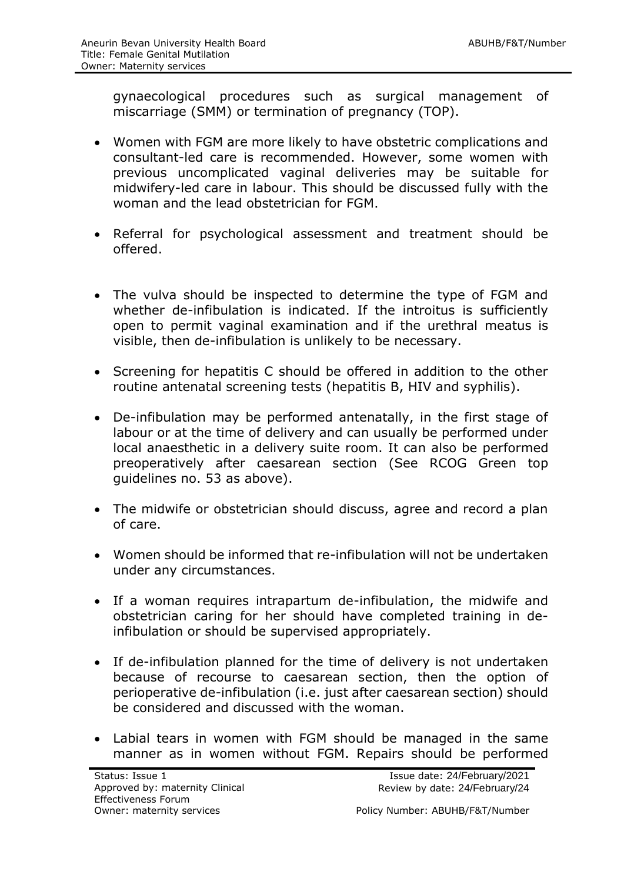gynaecological procedures such as surgical management of miscarriage (SMM) or termination of pregnancy (TOP).

- Women with FGM are more likely to have obstetric complications and consultant-led care is recommended. However, some women with previous uncomplicated vaginal deliveries may be suitable for midwifery-led care in labour. This should be discussed fully with the woman and the lead obstetrician for FGM.
- Referral for psychological assessment and treatment should be offered.
- The vulva should be inspected to determine the type of FGM and whether de-infibulation is indicated. If the introitus is sufficiently open to permit vaginal examination and if the urethral meatus is visible, then de-infibulation is unlikely to be necessary.
- Screening for hepatitis C should be offered in addition to the other routine antenatal screening tests (hepatitis B, HIV and syphilis).
- De-infibulation may be performed antenatally, in the first stage of labour or at the time of delivery and can usually be performed under local anaesthetic in a delivery suite room. It can also be performed preoperatively after caesarean section (See RCOG Green top guidelines no. 53 as above).
- The midwife or obstetrician should discuss, agree and record a plan of care.
- Women should be informed that re-infibulation will not be undertaken under any circumstances.
- If a woman requires intrapartum de-infibulation, the midwife and obstetrician caring for her should have completed training in de-infibulation or should be supervised appropriately.
- If de-infibulation planned for the time of delivery is not undertaken because of recourse to caesarean section, then the option of perioperative de-infibulation (i.e. just after caesarean section) should be considered and discussed with the woman.
- Labial tears in women with FGM should be managed in the same manner as in women without FGM. Repairs should be performed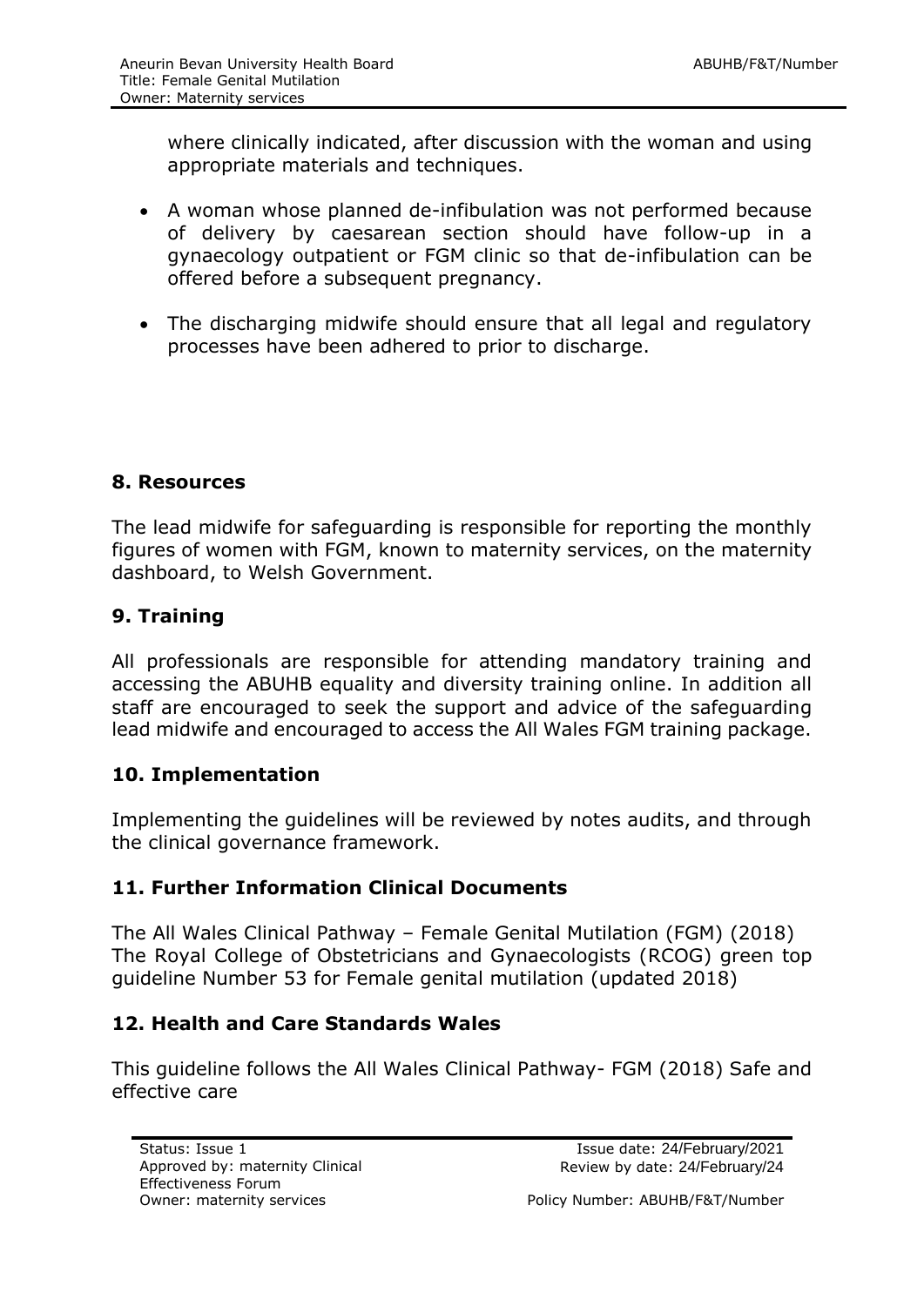where clinically indicated, after discussion with the woman and using appropriate materials and techniques.

- A woman whose planned de-infibulation was not performed because of delivery by caesarean section should have follow-up in a gynaecology outpatient or FGM clinic so that de-infibulation can be offered before a subsequent pregnancy.
- The discharging midwife should ensure that all legal and regulatory processes have been adhered to prior to discharge.

## 8. Resources

The lead midwife for safeguarding is responsible for reporting the monthly figures of women with FGM, known to maternity services, on the maternity dashboard, to Welsh Government.

## 9. Training

All professionals are responsible for attending mandatory training and accessing the ABUHB equality and diversity training online. In addition all staff are encouraged to seek the support and advice of the safeguarding lead midwife and encouraged to access the All Wales FGM training package.

## 10. Implementation

Implementing the guidelines will be reviewed by notes audits, and through the clinical governance framework.

## 11. Further Information Clinical Documents

The All Wales Clinical Pathway – Female Genital Mutilation (FGM) (2018)
The Royal College of Obstetricians and Gynaecologists (RCOG) green top guideline Number 53 for Female genital mutilation (updated 2018)

## 12. Health and Care Standards Wales

This guideline follows the All Wales Clinical Pathway- FGM (2018) Safe and effective care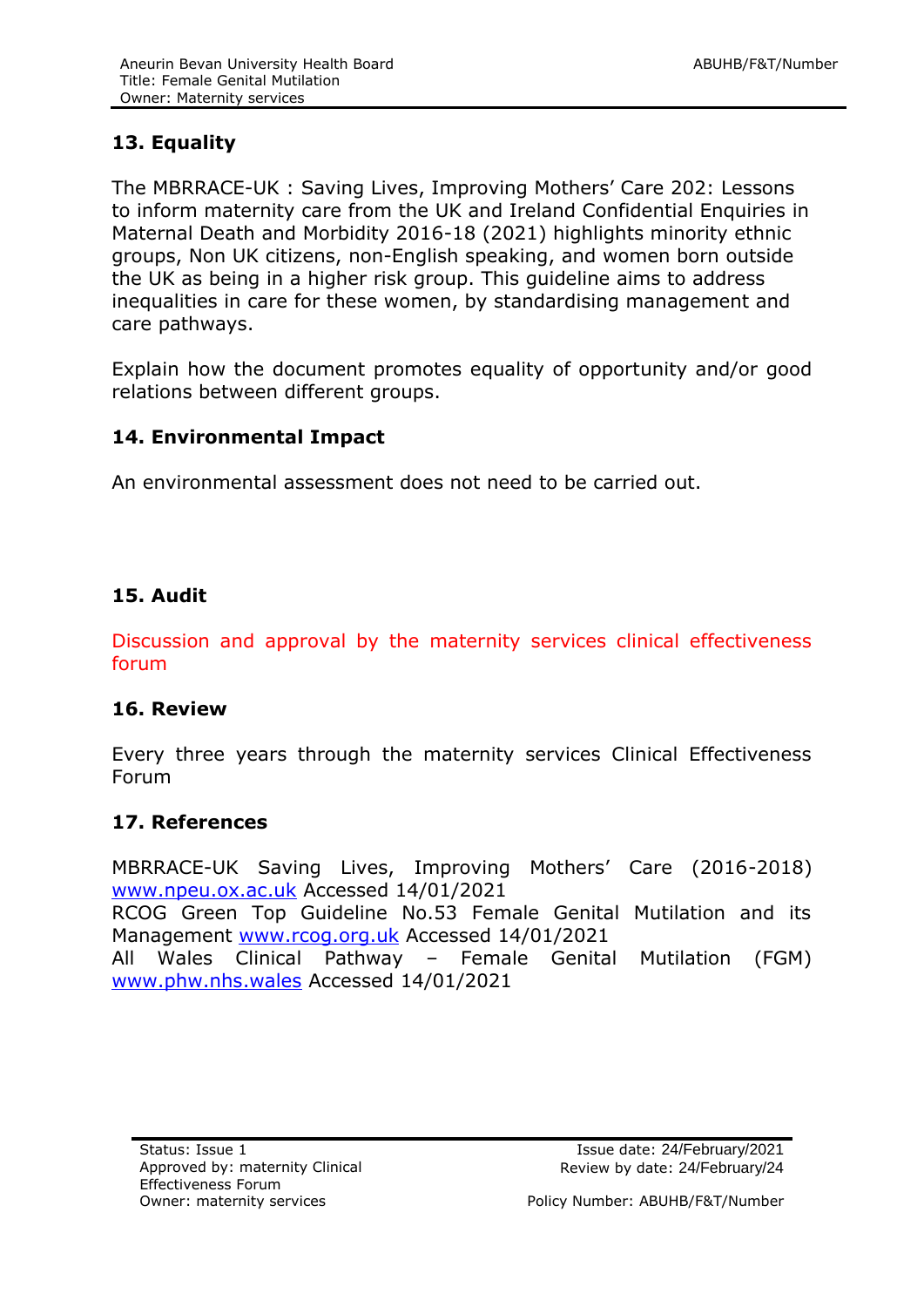## 13. Equality

The MBRRACE-UK : Saving Lives, Improving Mothers' Care 202: Lessons to inform maternity care from the UK and Ireland Confidential Enquiries in Maternal Death and Morbidity 2016-18 (2021) highlights minority ethnic groups, Non UK citizens, non-English speaking, and women born outside the UK as being in a higher risk group. This guideline aims to address inequalities in care for these women, by standardising management and care pathways.

Explain how the document promotes equality of opportunity and/or good relations between different groups.

## 14. Environmental Impact

An environmental assessment does not need to be carried out.

## 15. Audit

Discussion and approval by the maternity services clinical effectiveness forum

## 16. Review

Every three years through the maternity services Clinical Effectiveness Forum

## 17. References

MBRRACE-UK Saving Lives, Improving Mothers' Care (2016-2018) www.npeu.ox.ac.uk Accessed 14/01/2021
RCOG Green Top Guideline No.53 Female Genital Mutilation and its Management www.rcog.org.uk Accessed 14/01/2021
All Wales Clinical Pathway – Female Genital Mutilation (FGM) www.phw.nhs.wales Accessed 14/01/2021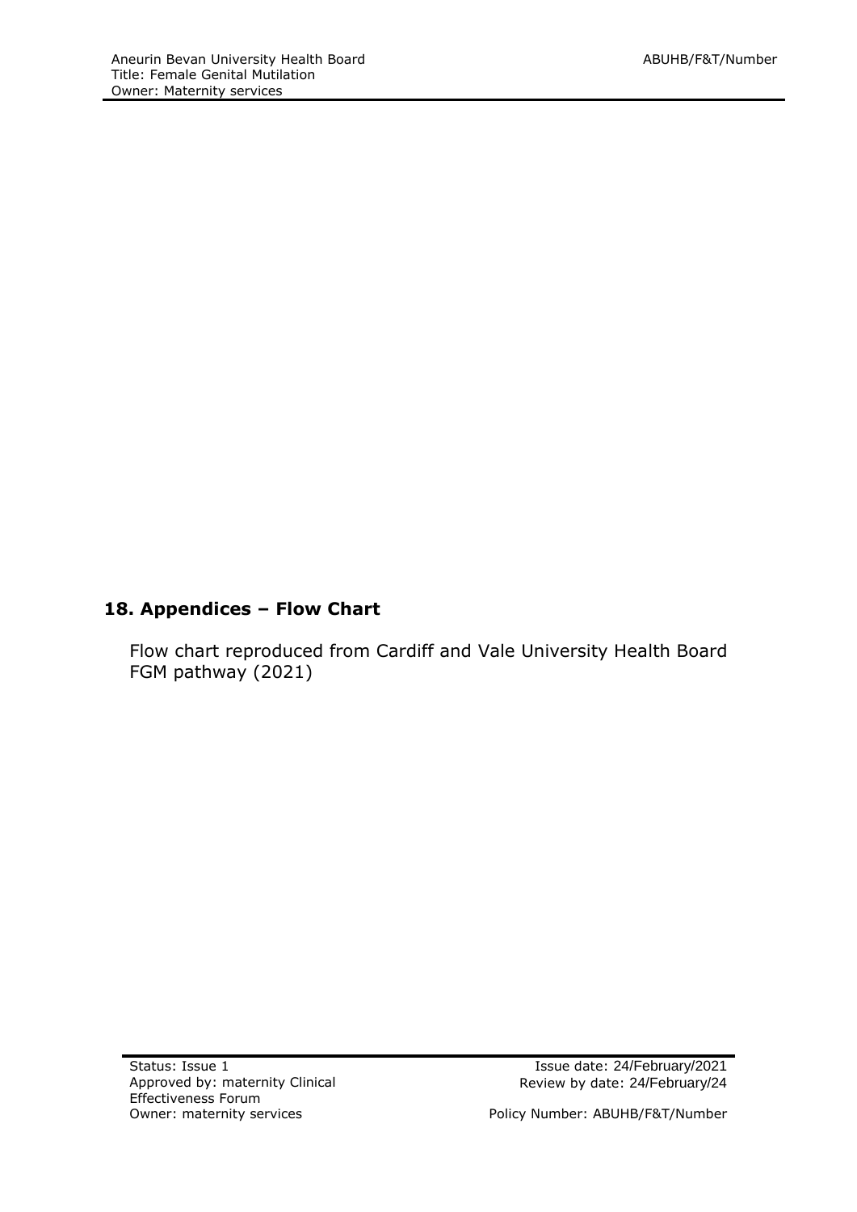## 18. Appendices – Flow Chart

Flow chart reproduced from Cardiff and Vale University Health Board FGM pathway (2021)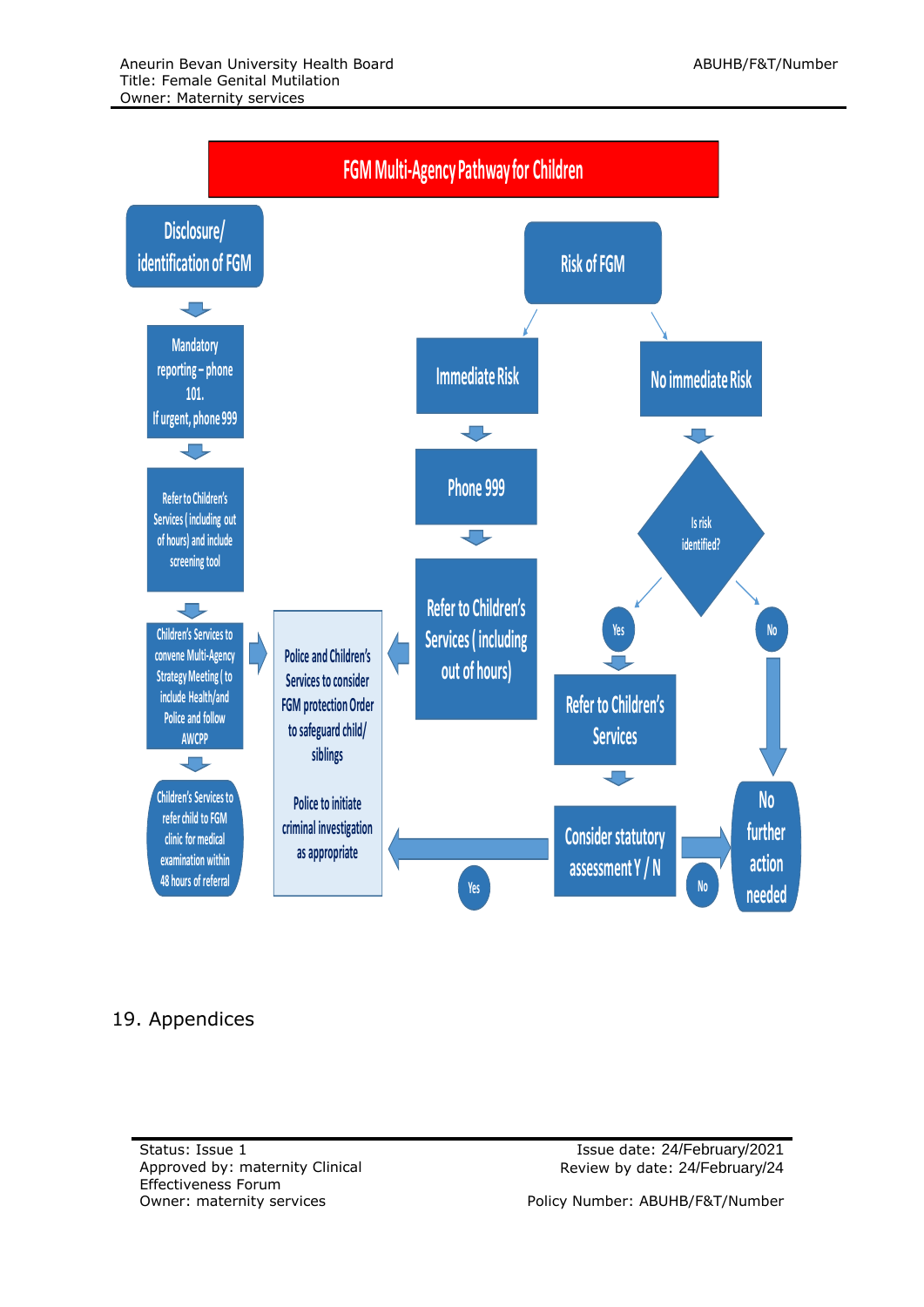# FGM Multi-Agency Pathway for Children

**Disclosure/ identification of FGM**

- Mandatory reporting – phone 101. If urgent, phone 999
- Refer to Children's Services (including out of hours) and include screening tool
- Children's Services to convene Multi-Agency Strategy Meeting (to include Health/and Police and follow AWCPP
- Children's Services to refer child to FGM clinic for medical examination within 48 hours of referral

**Risk of FGM**

- **Immediate Risk**
  - Phone 999
  - Refer to Children's Services (including out of hours)
- **No immediate Risk**
  - Is risk identified?
    - Yes → Refer to Children's Services → Consider statutory assessment Y / N
      - Yes → Police and Children's Services to consider FGM protection Order to safeguard child/ siblings. Police to initiate criminal investigation as appropriate
      - No → No further action needed
    - No → No further action needed

Police and Children's Services to consider FGM protection Order to safeguard child/ siblings

Police to initiate criminal investigation as appropriate

## 19. Appendices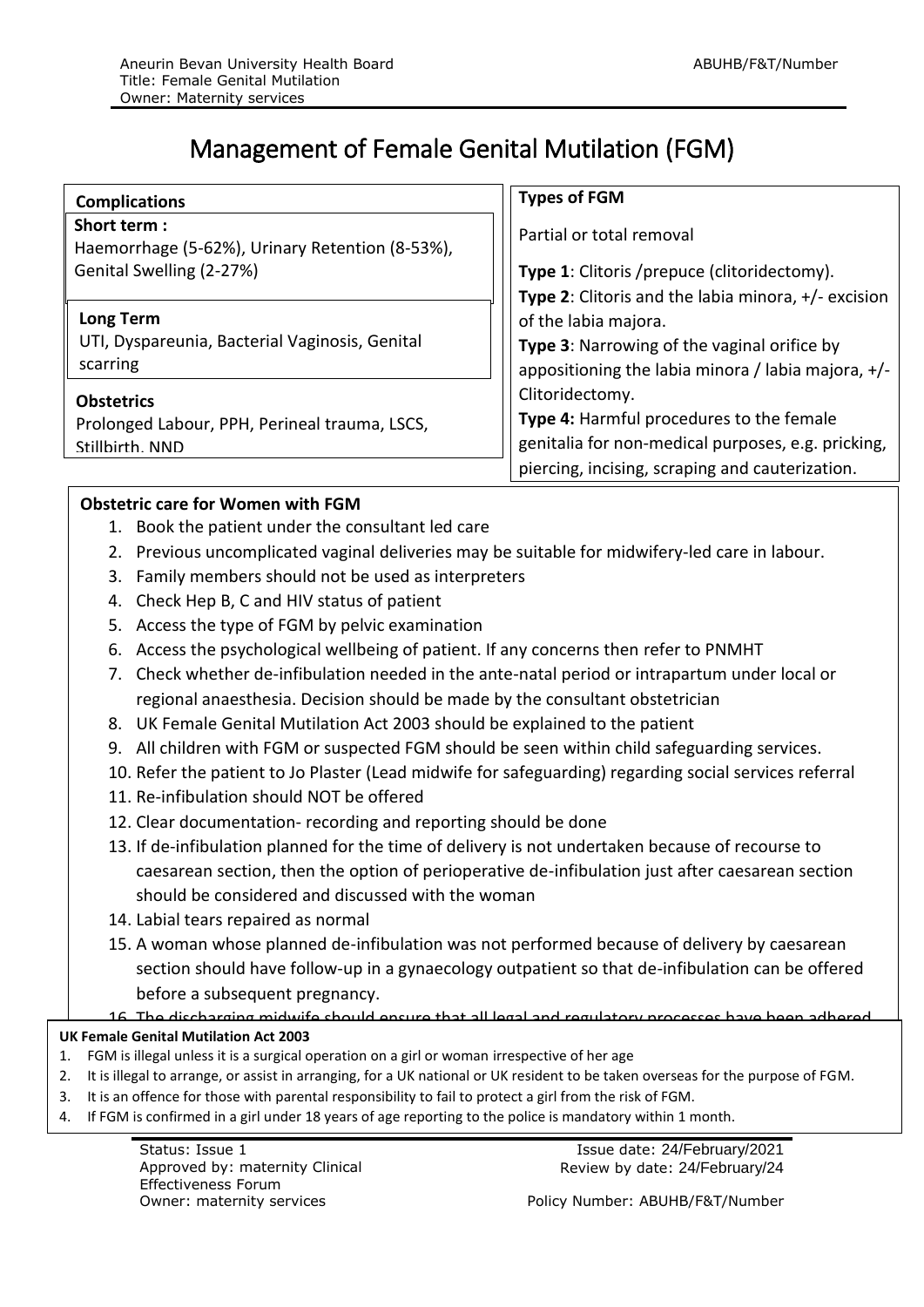# Management of Female Genital Mutilation (FGM)

**Complications**

**Short term :**
Haemorrhage (5-62%), Urinary Retention (8-53%), Genital Swelling (2-27%)

**Long Term**
UTI, Dyspareunia, Bacterial Vaginosis, Genital scarring

**Obstetrics**
Prolonged Labour, PPH, Perineal trauma, LSCS, Stillbirth, NND

**Types of FGM**

Partial or total removal

**Type 1**: Clitoris /prepuce (clitoridectomy).
**Type 2**: Clitoris and the labia minora, +/- excision of the labia majora.
**Type 3**: Narrowing of the vaginal orifice by appositioning the labia minora / labia majora, +/- Clitoridectomy.
**Type 4:** Harmful procedures to the female genitalia for non-medical purposes, e.g. pricking, piercing, incising, scraping and cauterization.

**Obstetric care for Women with FGM**

1. Book the patient under the consultant led care
2. Previous uncomplicated vaginal deliveries may be suitable for midwifery-led care in labour.
3. Family members should not be used as interpreters
4. Check Hep B, C and HIV status of patient
5. Access the type of FGM by pelvic examination
6. Access the psychological wellbeing of patient. If any concerns then refer to PNMHT
7. Check whether de-infibulation needed in the ante-natal period or intrapartum under local or regional anaesthesia. Decision should be made by the consultant obstetrician
8. UK Female Genital Mutilation Act 2003 should be explained to the patient
9. All children with FGM or suspected FGM should be seen within child safeguarding services.
10. Refer the patient to Jo Plaster (Lead midwife for safeguarding) regarding social services referral
11. Re-infibulation should NOT be offered
12. Clear documentation- recording and reporting should be done
13. If de-infibulation planned for the time of delivery is not undertaken because of recourse to caesarean section, then the option of perioperative de-infibulation just after caesarean section should be considered and discussed with the woman
14. Labial tears repaired as normal
15. A woman whose planned de-infibulation was not performed because of delivery by caesarean section should have follow-up in a gynaecology outpatient so that de-infibulation can be offered before a subsequent pregnancy.
16. The discharging midwife should ensure that all legal and regulatory processes have been adhered

**UK Female Genital Mutilation Act 2003**

1. FGM is illegal unless it is a surgical operation on a girl or woman irrespective of her age
2. It is illegal to arrange, or assist in arranging, for a UK national or UK resident to be taken overseas for the purpose of FGM.
3. It is an offence for those with parental responsibility to fail to protect a girl from the risk of FGM.
4. If FGM is confirmed in a girl under 18 years of age reporting to the police is mandatory within 1 month.